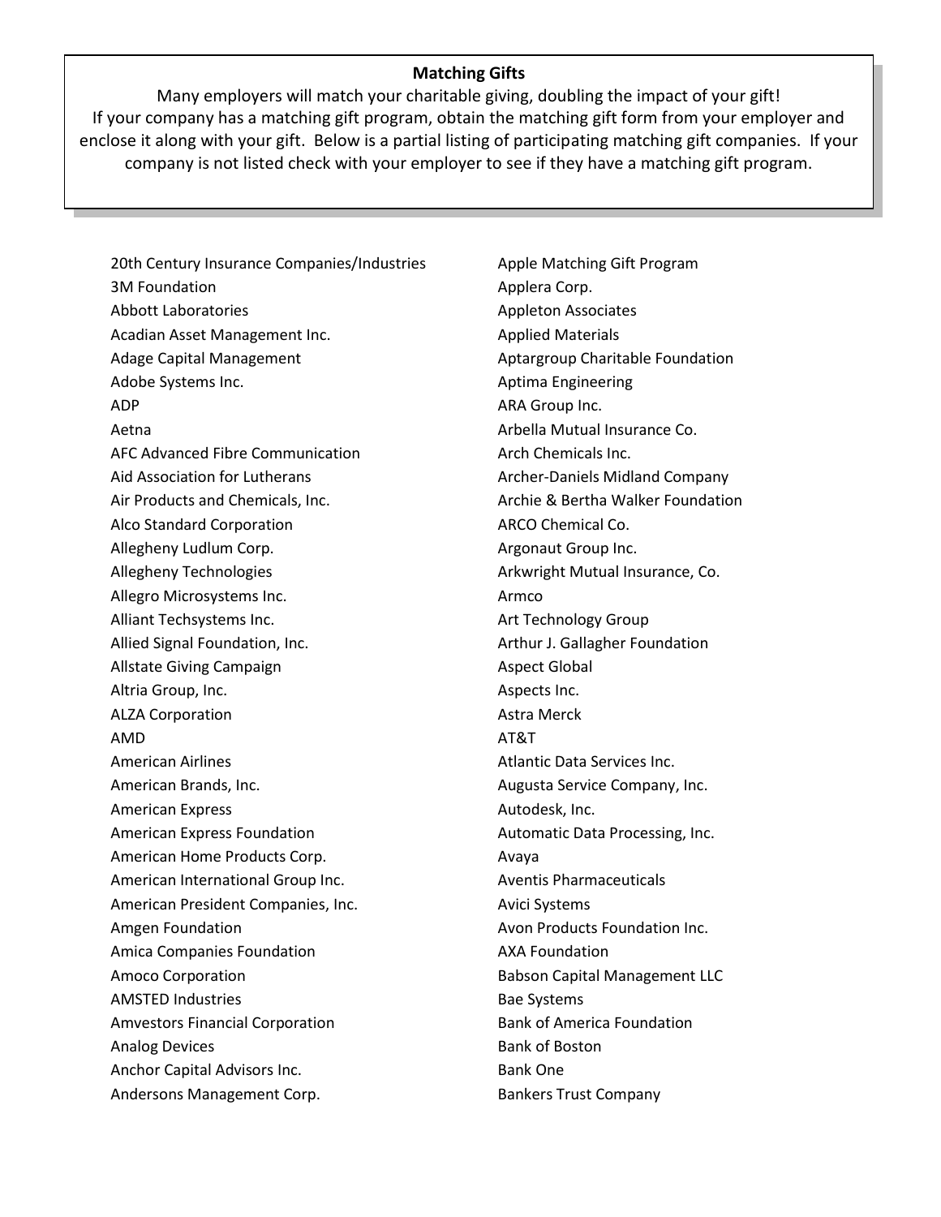**Matching Gifts**

Many employers will match your charitable giving, doubling the impact of your gift! If your company has a matching gift program, obtain the matching gift form from your employer and enclose it along with your gift. Below is a partial listing of participating matching gift companies. If your company is not listed check with your employer to see if they have a matching gift program.

20th Century Insurance Companies/Industries
3M Foundation
Abbott Laboratories
Acadian Asset Management Inc.
Adage Capital Management
Adobe Systems Inc.
ADP
Aetna
AFC Advanced Fibre Communication
Aid Association for Lutherans
Air Products and Chemicals, Inc.
Alco Standard Corporation
Allegheny Ludlum Corp.
Allegheny Technologies
Allegro Microsystems Inc.
Alliant Techsystems Inc.
Allied Signal Foundation, Inc.
Allstate Giving Campaign
Altria Group, Inc.
ALZA Corporation
AMD
American Airlines
American Brands, Inc.
American Express
American Express Foundation
American Home Products Corp.
American International Group Inc.
American President Companies, Inc.
Amgen Foundation
Amica Companies Foundation
Amoco Corporation
AMSTED Industries
Amvestors Financial Corporation
Analog Devices
Anchor Capital Advisors Inc.
Andersons Management Corp.
Apple Matching Gift Program
Applera Corp.
Appleton Associates
Applied Materials
Aptargroup Charitable Foundation
Aptima Engineering
ARA Group Inc.
Arbella Mutual Insurance Co.
Arch Chemicals Inc.
Archer-Daniels Midland Company
Archie & Bertha Walker Foundation
ARCO Chemical Co.
Argonaut Group Inc.
Arkwright Mutual Insurance, Co.
Armco
Art Technology Group
Arthur J. Gallagher Foundation
Aspect Global
Aspects Inc.
Astra Merck
AT&T
Atlantic Data Services Inc.
Augusta Service Company, Inc.
Autodesk, Inc.
Automatic Data Processing, Inc.
Avaya
Aventis Pharmaceuticals
Avici Systems
Avon Products Foundation Inc.
AXA Foundation
Babson Capital Management LLC
Bae Systems
Bank of America Foundation
Bank of Boston
Bank One
Bankers Trust Company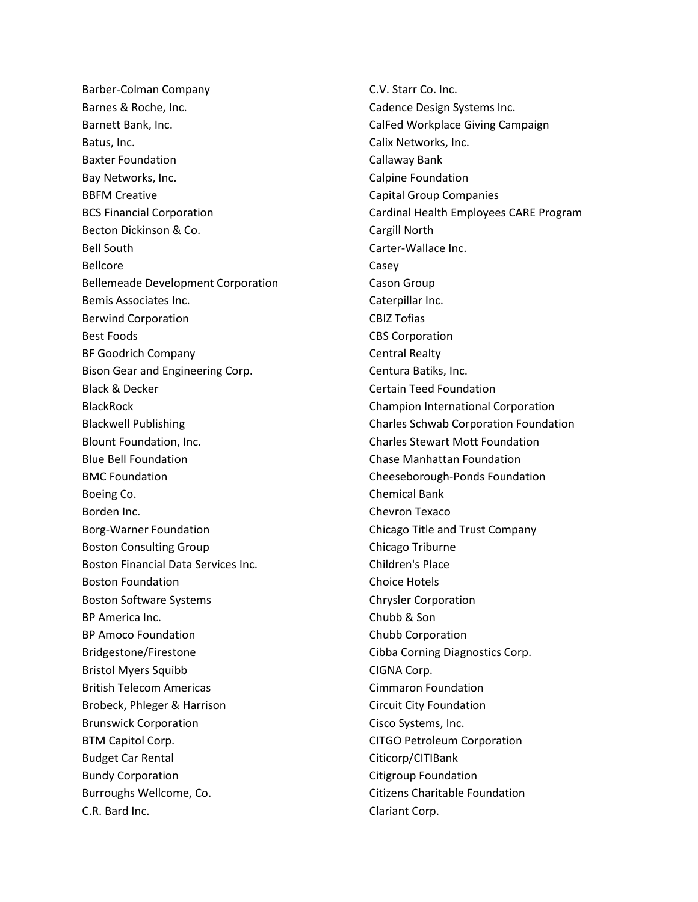Barber-Colman Company
Barnes & Roche, Inc.
Barnett Bank, Inc.
Batus, Inc.
Baxter Foundation
Bay Networks, Inc.
BBFM Creative
BCS Financial Corporation
Becton Dickinson & Co.
Bell South
Bellcore
Bellemeade Development Corporation
Bemis Associates Inc.
Berwind Corporation
Best Foods
BF Goodrich Company
Bison Gear and Engineering Corp.
Black & Decker
BlackRock
Blackwell Publishing
Blount Foundation, Inc.
Blue Bell Foundation
BMC Foundation
Boeing Co.
Borden Inc.
Borg-Warner Foundation
Boston Consulting Group
Boston Financial Data Services Inc.
Boston Foundation
Boston Software Systems
BP America Inc.
BP Amoco Foundation
Bridgestone/Firestone
Bristol Myers Squibb
British Telecom Americas
Brobeck, Phleger & Harrison
Brunswick Corporation
BTM Capitol Corp.
Budget Car Rental
Bundy Corporation
Burroughs Wellcome, Co.
C.R. Bard Inc.
C.V. Starr Co. Inc.
Cadence Design Systems Inc.
CalFed Workplace Giving Campaign
Calix Networks, Inc.
Callaway Bank
Calpine Foundation
Capital Group Companies
Cardinal Health Employees CARE Program
Cargill North
Carter-Wallace Inc.
Casey
Cason Group
Caterpillar Inc.
CBIZ Tofias
CBS Corporation
Central Realty
Centura Batiks, Inc.
Certain Teed Foundation
Champion International Corporation
Charles Schwab Corporation Foundation
Charles Stewart Mott Foundation
Chase Manhattan Foundation
Cheeseborough-Ponds Foundation
Chemical Bank
Chevron Texaco
Chicago Title and Trust Company
Chicago Triburne
Children's Place
Choice Hotels
Chrysler Corporation
Chubb & Son
Chubb Corporation
Cibba Corning Diagnostics Corp.
CIGNA Corp.
Cimmaron Foundation
Circuit City Foundation
Cisco Systems, Inc.
CITGO Petroleum Corporation
Citicorp/CITIBank
Citigroup Foundation
Citizens Charitable Foundation
Clariant Corp.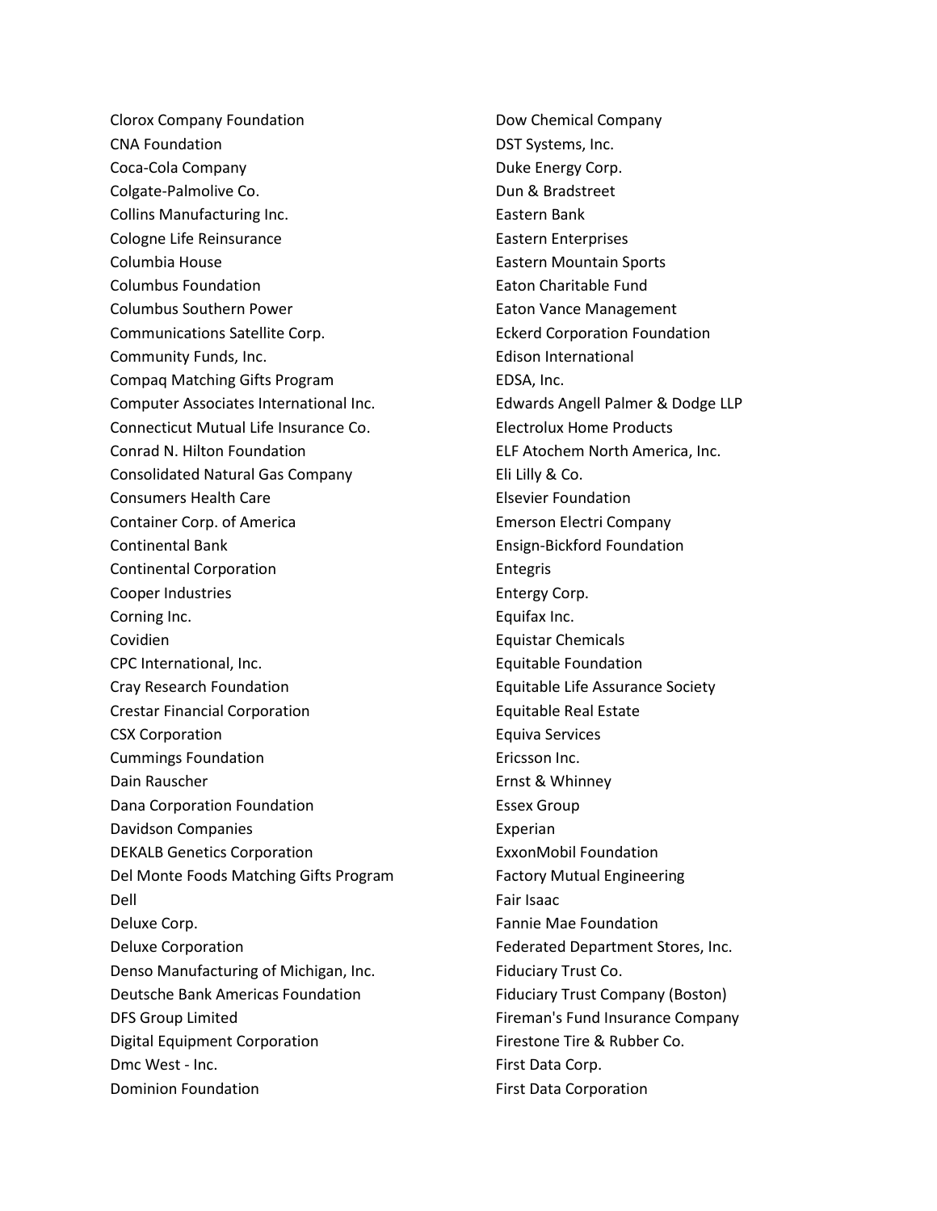Clorox Company Foundation
CNA Foundation
Coca-Cola Company
Colgate-Palmolive Co.
Collins Manufacturing Inc.
Cologne Life Reinsurance
Columbia House
Columbus Foundation
Columbus Southern Power
Communications Satellite Corp.
Community Funds, Inc.
Compaq Matching Gifts Program
Computer Associates International Inc.
Connecticut Mutual Life Insurance Co.
Conrad N. Hilton Foundation
Consolidated Natural Gas Company
Consumers Health Care
Container Corp. of America
Continental Bank
Continental Corporation
Cooper Industries
Corning Inc.
Covidien
CPC International, Inc.
Cray Research Foundation
Crestar Financial Corporation
CSX Corporation
Cummings Foundation
Dain Rauscher
Dana Corporation Foundation
Davidson Companies
DEKALB Genetics Corporation
Del Monte Foods Matching Gifts Program
Dell
Deluxe Corp.
Deluxe Corporation
Denso Manufacturing of Michigan, Inc.
Deutsche Bank Americas Foundation
DFS Group Limited
Digital Equipment Corporation
Dmc West - Inc.
Dominion Foundation
Dow Chemical Company
DST Systems, Inc.
Duke Energy Corp.
Dun & Bradstreet
Eastern Bank
Eastern Enterprises
Eastern Mountain Sports
Eaton Charitable Fund
Eaton Vance Management
Eckerd Corporation Foundation
Edison International
EDSA, Inc.
Edwards Angell Palmer & Dodge LLP
Electrolux Home Products
ELF Atochem North America, Inc.
Eli Lilly & Co.
Elsevier Foundation
Emerson Electri Company
Ensign-Bickford Foundation
Entegris
Entergy Corp.
Equifax Inc.
Equistar Chemicals
Equitable Foundation
Equitable Life Assurance Society
Equitable Real Estate
Equiva Services
Ericsson Inc.
Ernst & Whinney
Essex Group
Experian
ExxonMobil Foundation
Factory Mutual Engineering
Fair Isaac
Fannie Mae Foundation
Federated Department Stores, Inc.
Fiduciary Trust Co.
Fiduciary Trust Company (Boston)
Fireman's Fund Insurance Company
Firestone Tire & Rubber Co.
First Data Corp.
First Data Corporation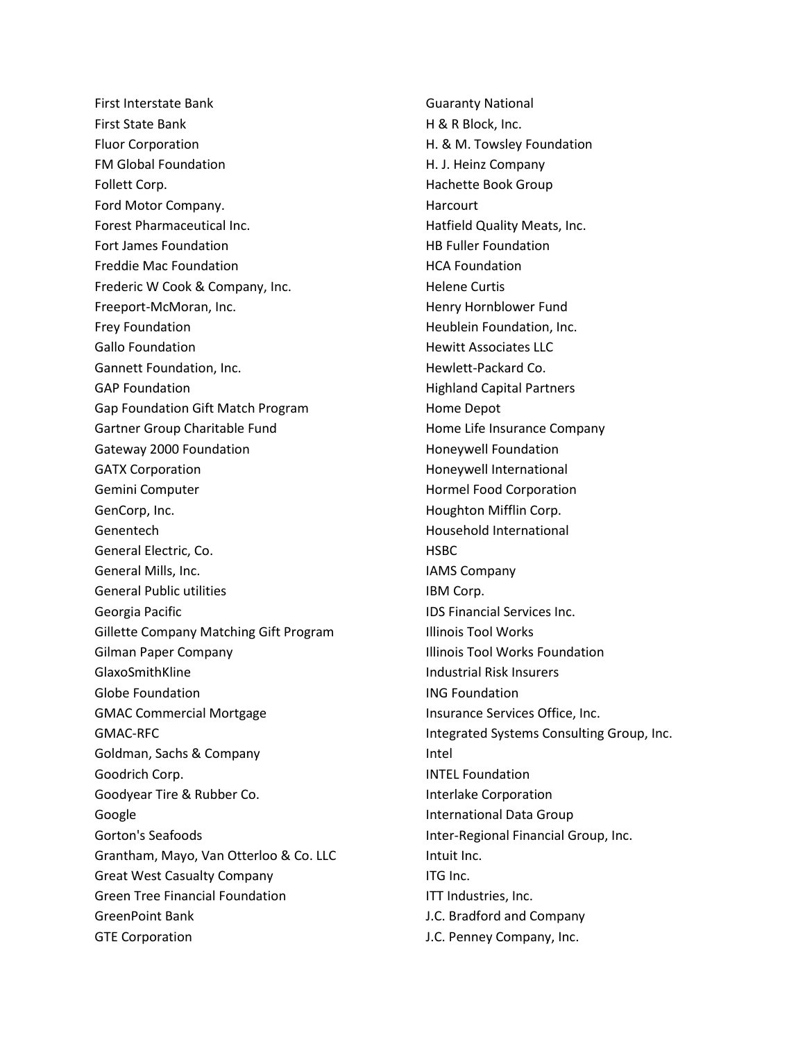First Interstate Bank
First State Bank
Fluor Corporation
FM Global Foundation
Follett Corp.
Ford Motor Company.
Forest Pharmaceutical Inc.
Fort James Foundation
Freddie Mac Foundation
Frederic W Cook & Company, Inc.
Freeport-McMoran, Inc.
Frey Foundation
Gallo Foundation
Gannett Foundation, Inc.
GAP Foundation
Gap Foundation Gift Match Program
Gartner Group Charitable Fund
Gateway 2000 Foundation
GATX Corporation
Gemini Computer
GenCorp, Inc.
Genentech
General Electric, Co.
General Mills, Inc.
General Public utilities
Georgia Pacific
Gillette Company Matching Gift Program
Gilman Paper Company
GlaxoSmithKline
Globe Foundation
GMAC Commercial Mortgage
GMAC-RFC
Goldman, Sachs & Company
Goodrich Corp.
Goodyear Tire & Rubber Co.
Google
Gorton's Seafoods
Grantham, Mayo, Van Otterloo & Co. LLC
Great West Casualty Company
Green Tree Financial Foundation
GreenPoint Bank
GTE Corporation
Guaranty National
H & R Block, Inc.
H. & M. Towsley Foundation
H. J. Heinz Company
Hachette Book Group
Harcourt
Hatfield Quality Meats, Inc.
HB Fuller Foundation
HCA Foundation
Helene Curtis
Henry Hornblower Fund
Heublein Foundation, Inc.
Hewitt Associates LLC
Hewlett-Packard Co.
Highland Capital Partners
Home Depot
Home Life Insurance Company
Honeywell Foundation
Honeywell International
Hormel Food Corporation
Houghton Mifflin Corp.
Household International
HSBC
IAMS Company
IBM Corp.
IDS Financial Services Inc.
Illinois Tool Works
Illinois Tool Works Foundation
Industrial Risk Insurers
ING Foundation
Insurance Services Office, Inc.
Integrated Systems Consulting Group, Inc.
Intel
INTEL Foundation
Interlake Corporation
International Data Group
Inter-Regional Financial Group, Inc.
Intuit Inc.
ITG Inc.
ITT Industries, Inc.
J.C. Bradford and Company
J.C. Penney Company, Inc.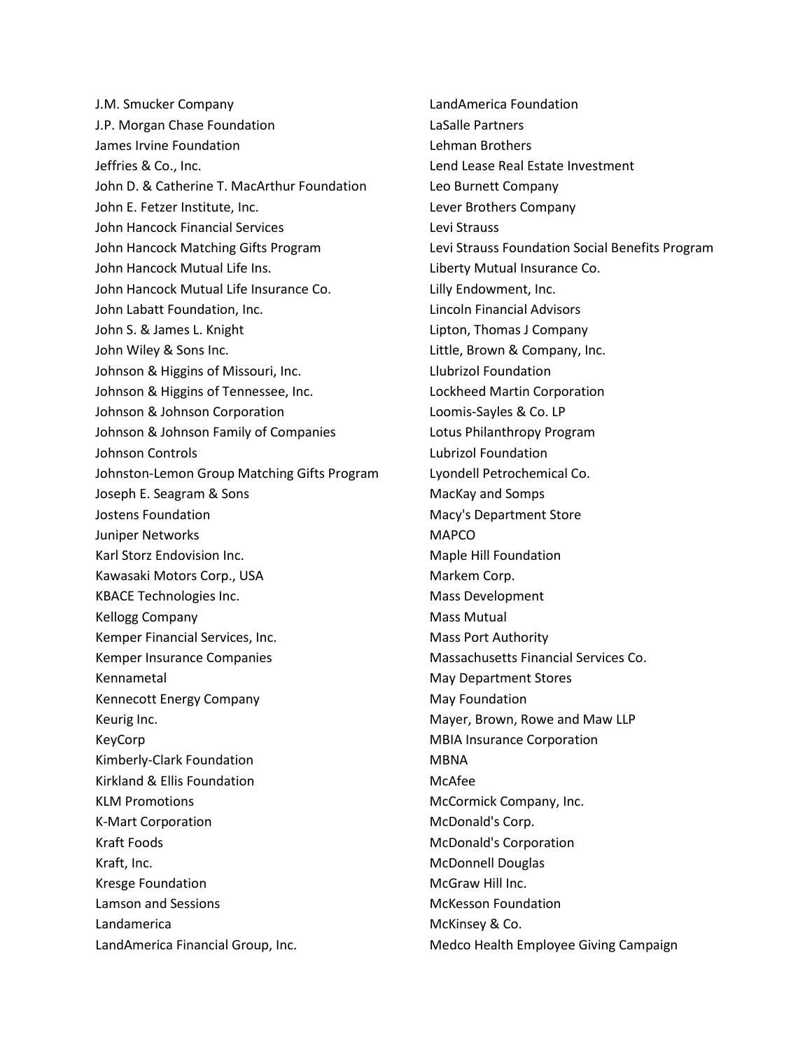J.M. Smucker Company
J.P. Morgan Chase Foundation
James Irvine Foundation
Jeffries & Co., Inc.
John D. & Catherine T. MacArthur Foundation
John E. Fetzer Institute, Inc.
John Hancock Financial Services
John Hancock Matching Gifts Program
John Hancock Mutual Life Ins.
John Hancock Mutual Life Insurance Co.
John Labatt Foundation, Inc.
John S. & James L. Knight
John Wiley & Sons Inc.
Johnson & Higgins of Missouri, Inc.
Johnson & Higgins of Tennessee, Inc.
Johnson & Johnson Corporation
Johnson & Johnson Family of Companies
Johnson Controls
Johnston-Lemon Group Matching Gifts Program
Joseph E. Seagram & Sons
Jostens Foundation
Juniper Networks
Karl Storz Endovision Inc.
Kawasaki Motors Corp., USA
KBACE Technologies Inc.
Kellogg Company
Kemper Financial Services, Inc.
Kemper Insurance Companies
Kennametal
Kennecott Energy Company
Keurig Inc.
KeyCorp
Kimberly-Clark Foundation
Kirkland & Ellis Foundation
KLM Promotions
K-Mart Corporation
Kraft Foods
Kraft, Inc.
Kresge Foundation
Lamson and Sessions
Landamerica
LandAmerica Financial Group, Inc.
LandAmerica Foundation
LaSalle Partners
Lehman Brothers
Lend Lease Real Estate Investment
Leo Burnett Company
Lever Brothers Company
Levi Strauss
Levi Strauss Foundation Social Benefits Program
Liberty Mutual Insurance Co.
Lilly Endowment, Inc.
Lincoln Financial Advisors
Lipton, Thomas J Company
Little, Brown & Company, Inc.
Llubrizol Foundation
Lockheed Martin Corporation
Loomis-Sayles & Co. LP
Lotus Philanthropy Program
Lubrizol Foundation
Lyondell Petrochemical Co.
MacKay and Somps
Macy's Department Store
MAPCO
Maple Hill Foundation
Markem Corp.
Mass Development
Mass Mutual
Mass Port Authority
Massachusetts Financial Services Co.
May Department Stores
May Foundation
Mayer, Brown, Rowe and Maw LLP
MBIA Insurance Corporation
MBNA
McAfee
McCormick Company, Inc.
McDonald's Corp.
McDonald's Corporation
McDonnell Douglas
McGraw Hill Inc.
McKesson Foundation
McKinsey & Co.
Medco Health Employee Giving Campaign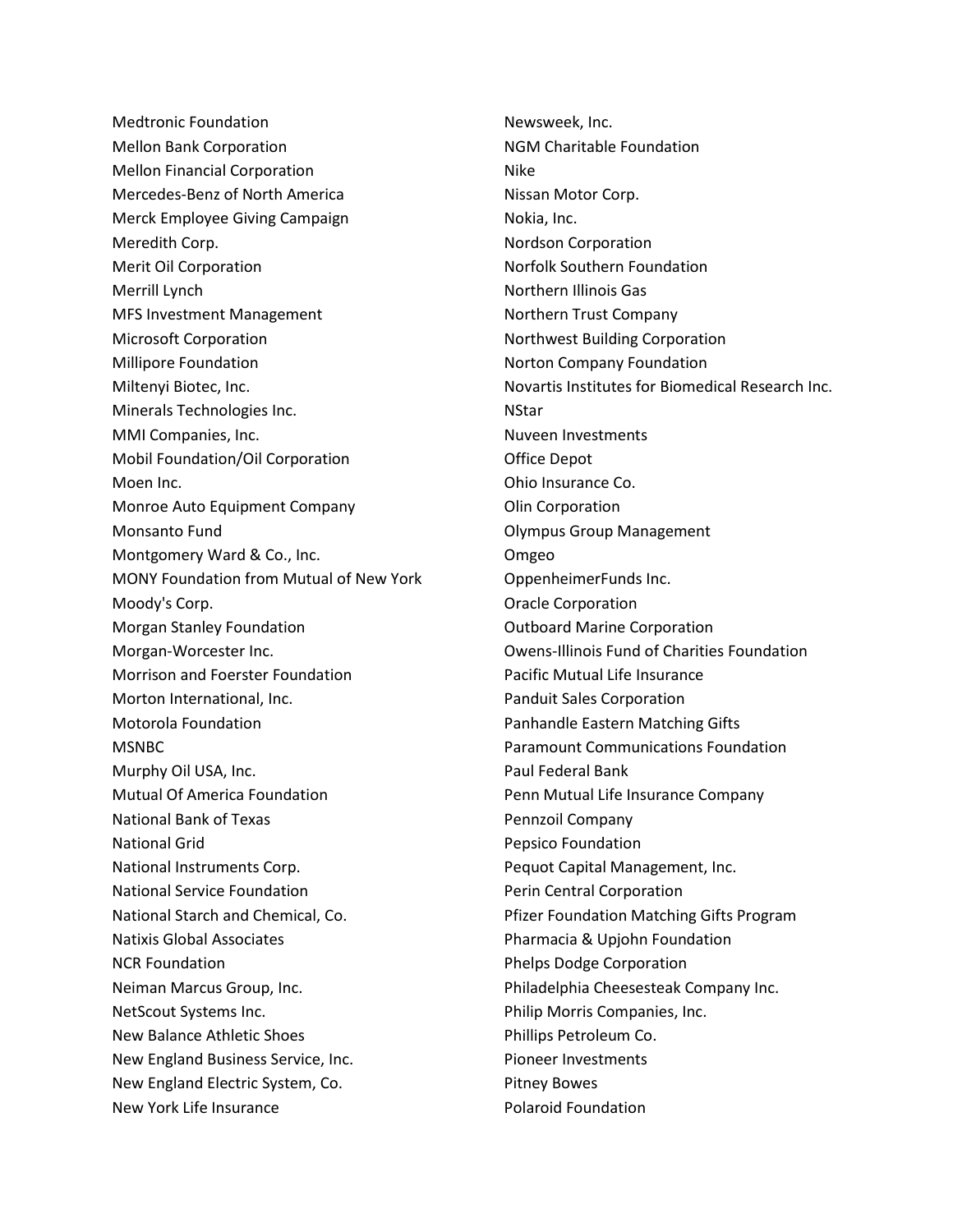Medtronic Foundation
Mellon Bank Corporation
Mellon Financial Corporation
Mercedes-Benz of North America
Merck Employee Giving Campaign
Meredith Corp.
Merit Oil Corporation
Merrill Lynch
MFS Investment Management
Microsoft Corporation
Millipore Foundation
Miltenyi Biotec, Inc.
Minerals Technologies Inc.
MMI Companies, Inc.
Mobil Foundation/Oil Corporation
Moen Inc.
Monroe Auto Equipment Company
Monsanto Fund
Montgomery Ward & Co., Inc.
MONY Foundation from Mutual of New York
Moody's Corp.
Morgan Stanley Foundation
Morgan-Worcester Inc.
Morrison and Foerster Foundation
Morton International, Inc.
Motorola Foundation
MSNBC
Murphy Oil USA, Inc.
Mutual Of America Foundation
National Bank of Texas
National Grid
National Instruments Corp.
National Service Foundation
National Starch and Chemical, Co.
Natixis Global Associates
NCR Foundation
Neiman Marcus Group, Inc.
NetScout Systems Inc.
New Balance Athletic Shoes
New England Business Service, Inc.
New England Electric System, Co.
New York Life Insurance
Newsweek, Inc.
NGM Charitable Foundation
Nike
Nissan Motor Corp.
Nokia, Inc.
Nordson Corporation
Norfolk Southern Foundation
Northern Illinois Gas
Northern Trust Company
Northwest Building Corporation
Norton Company Foundation
Novartis Institutes for Biomedical Research Inc.
NStar
Nuveen Investments
Office Depot
Ohio Insurance Co.
Olin Corporation
Olympus Group Management
Omgeo
OppenheimerFunds Inc.
Oracle Corporation
Outboard Marine Corporation
Owens-Illinois Fund of Charities Foundation
Pacific Mutual Life Insurance
Panduit Sales Corporation
Panhandle Eastern Matching Gifts
Paramount Communications Foundation
Paul Federal Bank
Penn Mutual Life Insurance Company
Pennzoil Company
Pepsico Foundation
Pequot Capital Management, Inc.
Perin Central Corporation
Pfizer Foundation Matching Gifts Program
Pharmacia & Upjohn Foundation
Phelps Dodge Corporation
Philadelphia Cheesesteak Company Inc.
Philip Morris Companies, Inc.
Phillips Petroleum Co.
Pioneer Investments
Pitney Bowes
Polaroid Foundation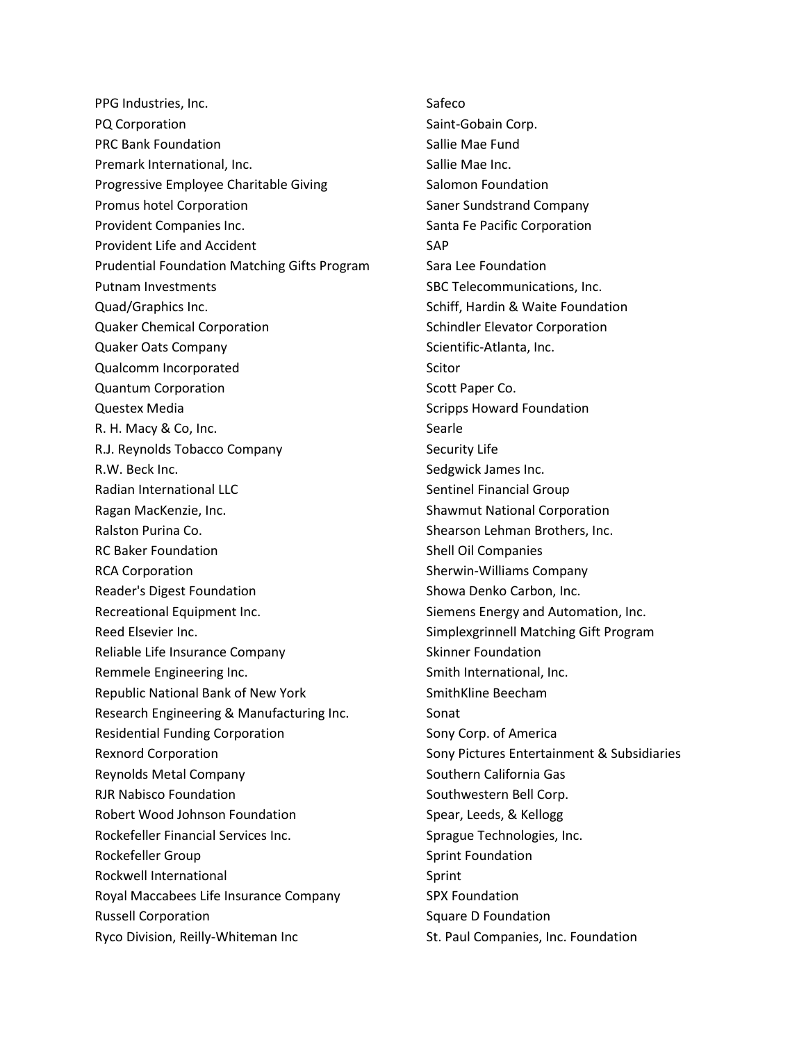PPG Industries, Inc.
PQ Corporation
PRC Bank Foundation
Premark International, Inc.
Progressive Employee Charitable Giving
Promus hotel Corporation
Provident Companies Inc.
Provident Life and Accident
Prudential Foundation Matching Gifts Program
Putnam Investments
Quad/Graphics Inc.
Quaker Chemical Corporation
Quaker Oats Company
Qualcomm Incorporated
Quantum Corporation
Questex Media
R. H. Macy & Co, Inc.
R.J. Reynolds Tobacco Company
R.W. Beck Inc.
Radian International LLC
Ragan MacKenzie, Inc.
Ralston Purina Co.
RC Baker Foundation
RCA Corporation
Reader's Digest Foundation
Recreational Equipment Inc.
Reed Elsevier Inc.
Reliable Life Insurance Company
Remmele Engineering Inc.
Republic National Bank of New York
Research Engineering & Manufacturing Inc.
Residential Funding Corporation
Rexnord Corporation
Reynolds Metal Company
RJR Nabisco Foundation
Robert Wood Johnson Foundation
Rockefeller Financial Services Inc.
Rockefeller Group
Rockwell International
Royal Maccabees Life Insurance Company
Russell Corporation
Ryco Division, Reilly-Whiteman Inc
Safeco
Saint-Gobain Corp.
Sallie Mae Fund
Sallie Mae Inc.
Salomon Foundation
Saner Sundstrand Company
Santa Fe Pacific Corporation
SAP
Sara Lee Foundation
SBC Telecommunications, Inc.
Schiff, Hardin & Waite Foundation
Schindler Elevator Corporation
Scientific-Atlanta, Inc.
Scitor
Scott Paper Co.
Scripps Howard Foundation
Searle
Security Life
Sedgwick James Inc.
Sentinel Financial Group
Shawmut National Corporation
Shearson Lehman Brothers, Inc.
Shell Oil Companies
Sherwin-Williams Company
Showa Denko Carbon, Inc.
Siemens Energy and Automation, Inc.
Simplexgrinnell Matching Gift Program
Skinner Foundation
Smith International, Inc.
SmithKline Beecham
Sonat
Sony Corp. of America
Sony Pictures Entertainment & Subsidiaries
Southern California Gas
Southwestern Bell Corp.
Spear, Leeds, & Kellogg
Sprague Technologies, Inc.
Sprint Foundation
Sprint
SPX Foundation
Square D Foundation
St. Paul Companies, Inc. Foundation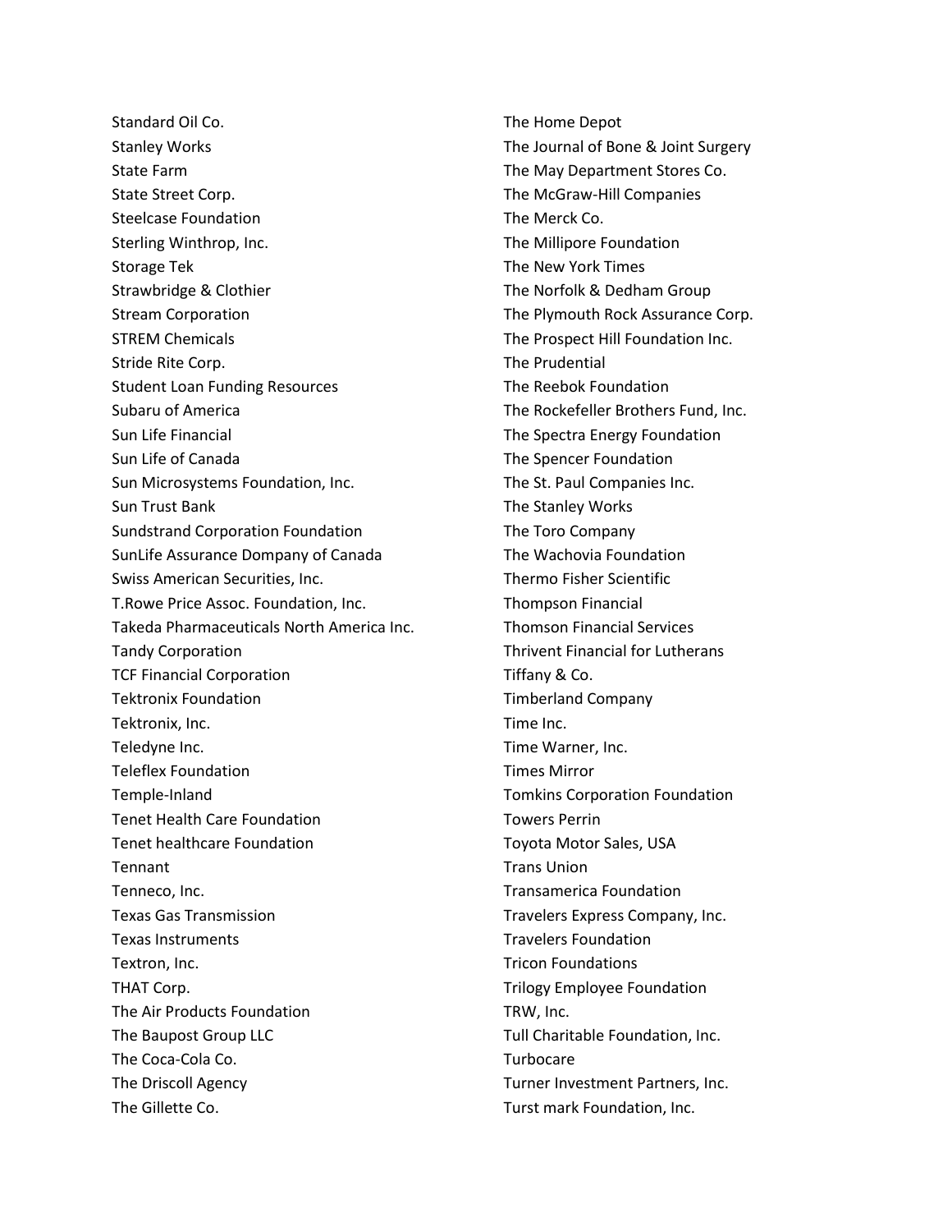Standard Oil Co.
Stanley Works
State Farm
State Street Corp.
Steelcase Foundation
Sterling Winthrop, Inc.
Storage Tek
Strawbridge & Clothier
Stream Corporation
STREM Chemicals
Stride Rite Corp.
Student Loan Funding Resources
Subaru of America
Sun Life Financial
Sun Life of Canada
Sun Microsystems Foundation, Inc.
Sun Trust Bank
Sundstrand Corporation Foundation
SunLife Assurance Dompany of Canada
Swiss American Securities, Inc.
T.Rowe Price Assoc. Foundation, Inc.
Takeda Pharmaceuticals North America Inc.
Tandy Corporation
TCF Financial Corporation
Tektronix Foundation
Tektronix, Inc.
Teledyne Inc.
Teleflex Foundation
Temple-Inland
Tenet Health Care Foundation
Tenet healthcare Foundation
Tennant
Tenneco, Inc.
Texas Gas Transmission
Texas Instruments
Textron, Inc.
THAT Corp.
The Air Products Foundation
The Baupost Group LLC
The Coca-Cola Co.
The Driscoll Agency
The Gillette Co.
The Home Depot
The Journal of Bone & Joint Surgery
The May Department Stores Co.
The McGraw-Hill Companies
The Merck Co.
The Millipore Foundation
The New York Times
The Norfolk & Dedham Group
The Plymouth Rock Assurance Corp.
The Prospect Hill Foundation Inc.
The Prudential
The Reebok Foundation
The Rockefeller Brothers Fund, Inc.
The Spectra Energy Foundation
The Spencer Foundation
The St. Paul Companies Inc.
The Stanley Works
The Toro Company
The Wachovia Foundation
Thermo Fisher Scientific
Thompson Financial
Thomson Financial Services
Thrivent Financial for Lutherans
Tiffany & Co.
Timberland Company
Time Inc.
Time Warner, Inc.
Times Mirror
Tomkins Corporation Foundation
Towers Perrin
Toyota Motor Sales, USA
Trans Union
Transamerica Foundation
Travelers Express Company, Inc.
Travelers Foundation
Tricon Foundations
Trilogy Employee Foundation
TRW, Inc.
Tull Charitable Foundation, Inc.
Turbocare
Turner Investment Partners, Inc.
Turst mark Foundation, Inc.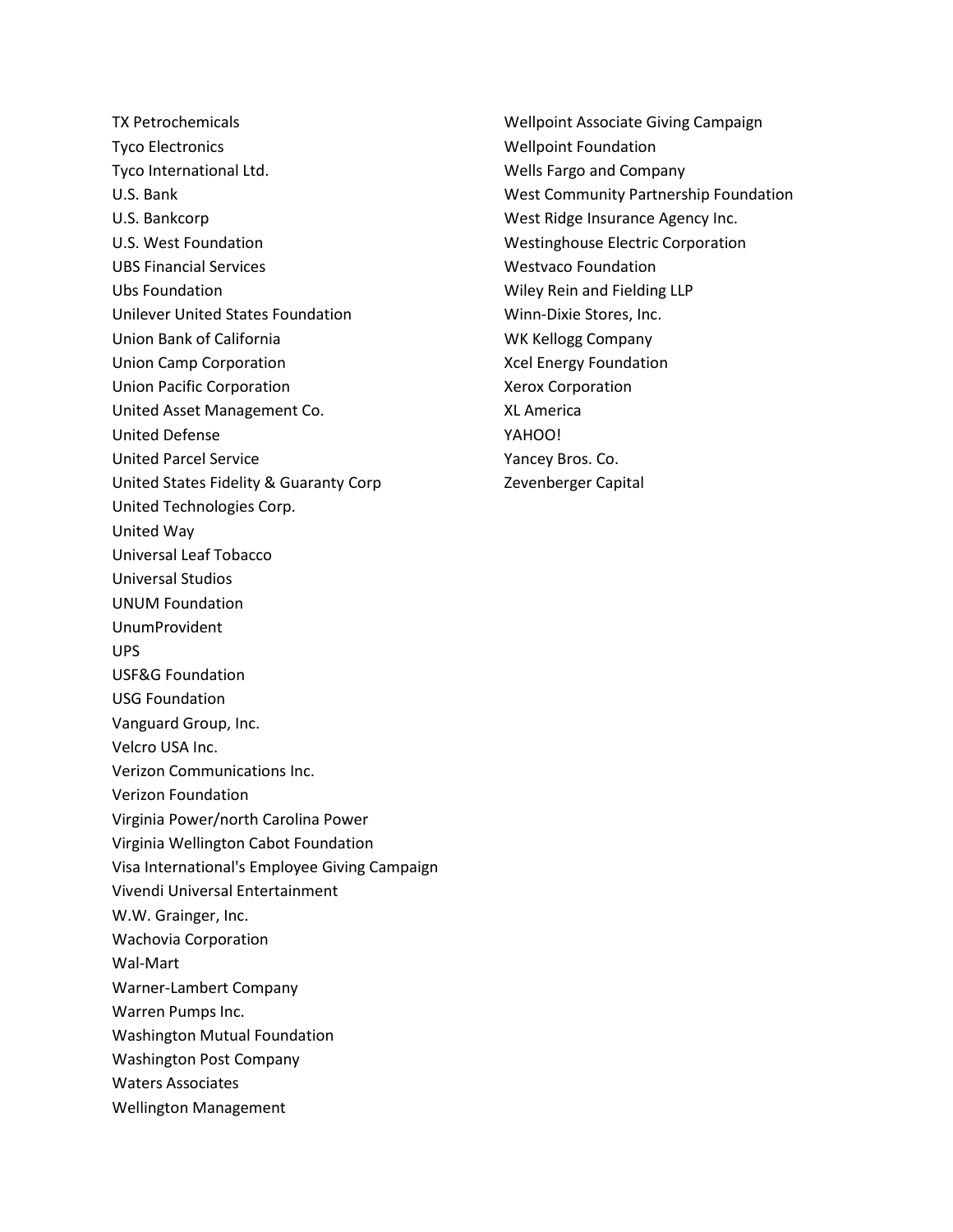TX Petrochemicals
Tyco Electronics
Tyco International Ltd.
U.S. Bank
U.S. Bankcorp
U.S. West Foundation
UBS Financial Services
Ubs Foundation
Unilever United States Foundation
Union Bank of California
Union Camp Corporation
Union Pacific Corporation
United Asset Management Co.
United Defense
United Parcel Service
United States Fidelity & Guaranty Corp
United Technologies Corp.
United Way
Universal Leaf Tobacco
Universal Studios
UNUM Foundation
UnumProvident
UPS
USF&G Foundation
USG Foundation
Vanguard Group, Inc.
Velcro USA Inc.
Verizon Communications Inc.
Verizon Foundation
Virginia Power/north Carolina Power
Virginia Wellington Cabot Foundation
Visa International's Employee Giving Campaign
Vivendi Universal Entertainment
W.W. Grainger, Inc.
Wachovia Corporation
Wal-Mart
Warner-Lambert Company
Warren Pumps Inc.
Washington Mutual Foundation
Washington Post Company
Waters Associates
Wellington Management
Wellpoint Associate Giving Campaign
Wellpoint Foundation
Wells Fargo and Company
West Community Partnership Foundation
West Ridge Insurance Agency Inc.
Westinghouse Electric Corporation
Westvaco Foundation
Wiley Rein and Fielding LLP
Winn-Dixie Stores, Inc.
WK Kellogg Company
Xcel Energy Foundation
Xerox Corporation
XL America
YAHOO!
Yancey Bros. Co.
Zevenberger Capital